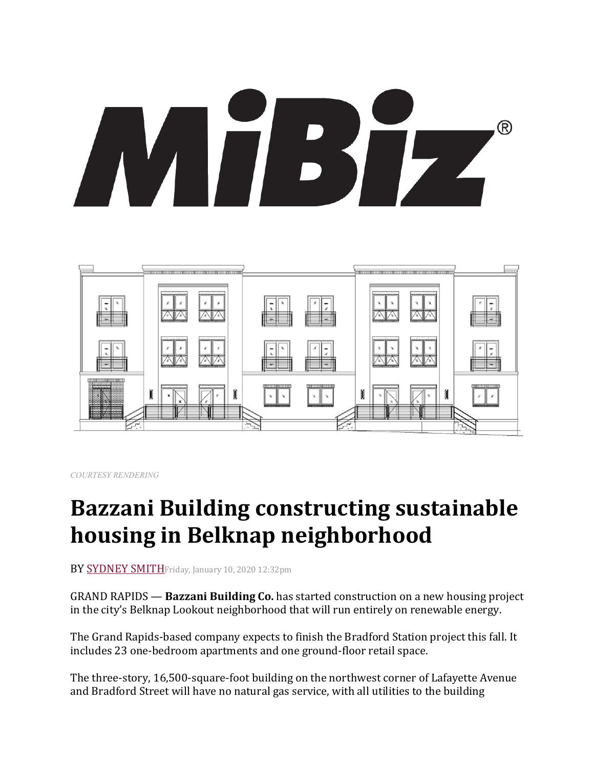MiBiz®

COURTESY RENDERING

# Bazzani Building constructing sustainable housing in Belknap neighborhood

BY SYDNEY SMITH Friday, January 10, 2020 12:32pm

GRAND RAPIDS — **Bazzani Building Co.** has started construction on a new housing project in the city's Belknap Lookout neighborhood that will run entirely on renewable energy.

The Grand Rapids-based company expects to finish the Bradford Station project this fall. It includes 23 one-bedroom apartments and one ground-floor retail space.

The three-story, 16,500-square-foot building on the northwest corner of Lafayette Avenue and Bradford Street will have no natural gas service, with all utilities to the building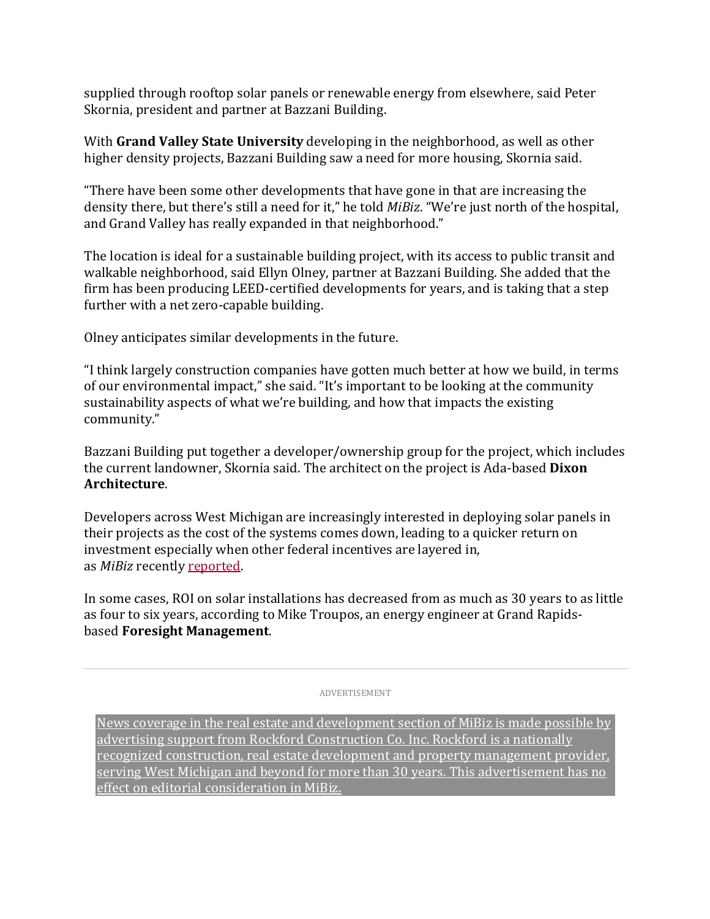supplied through rooftop solar panels or renewable energy from elsewhere, said Peter Skornia, president and partner at Bazzani Building.

With **Grand Valley State University** developing in the neighborhood, as well as other higher density projects, Bazzani Building saw a need for more housing, Skornia said.

"There have been some other developments that have gone in that are increasing the density there, but there's still a need for it," he told *MiBiz*. "We're just north of the hospital, and Grand Valley has really expanded in that neighborhood."

The location is ideal for a sustainable building project, with its access to public transit and walkable neighborhood, said Ellyn Olney, partner at Bazzani Building. She added that the firm has been producing LEED-certified developments for years, and is taking that a step further with a net zero-capable building.

Olney anticipates similar developments in the future.

"I think largely construction companies have gotten much better at how we build, in terms of our environmental impact," she said. "It's important to be looking at the community sustainability aspects of what we're building, and how that impacts the existing community."

Bazzani Building put together a developer/ownership group for the project, which includes the current landowner, Skornia said. The architect on the project is Ada-based **Dixon Architecture**.

Developers across West Michigan are increasingly interested in deploying solar panels in their projects as the cost of the systems comes down, leading to a quicker return on investment especially when other federal incentives are layered in, as *MiBiz* recently reported.

In some cases, ROI on solar installations has decreased from as much as 30 years to as little as four to six years, according to Mike Troupos, an energy engineer at Grand Rapids-based **Foresight Management**.

---

ADVERTISEMENT

News coverage in the real estate and development section of MiBiz is made possible by advertising support from Rockford Construction Co. Inc. Rockford is a nationally recognized construction, real estate development and property management provider, serving West Michigan and beyond for more than 30 years. This advertisement has no effect on editorial consideration in MiBiz.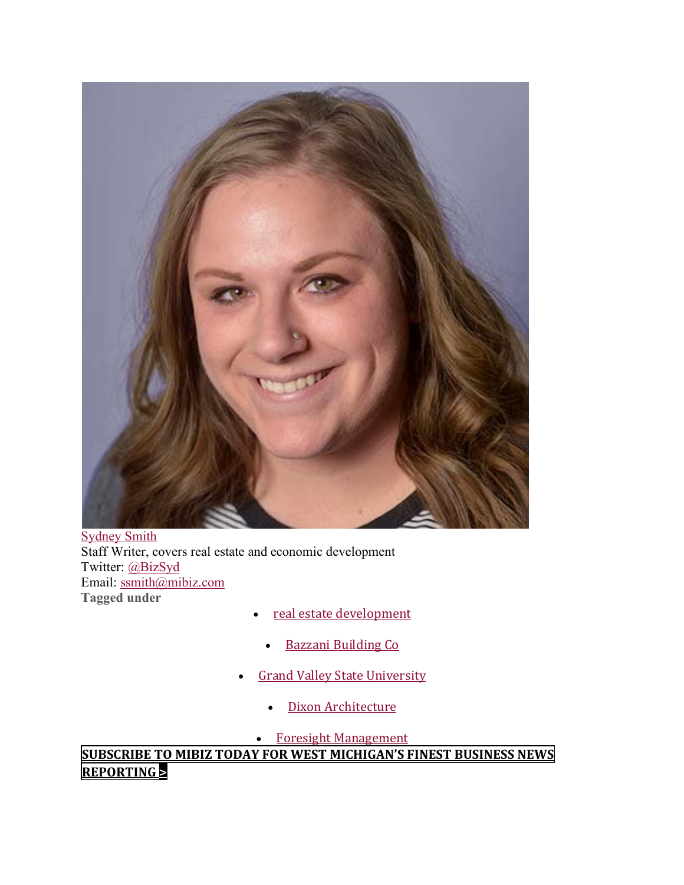Sydney Smith
Staff Writer, covers real estate and economic development
Twitter: @BizSyd
Email: ssmith@mibiz.com
**Tagged under**

- real estate development
- Bazzani Building Co
- Grand Valley State University
- Dixon Architecture
- Foresight Management

**SUBSCRIBE TO MIBIZ TODAY FOR WEST MICHIGAN'S FINEST BUSINESS NEWS REPORTING >**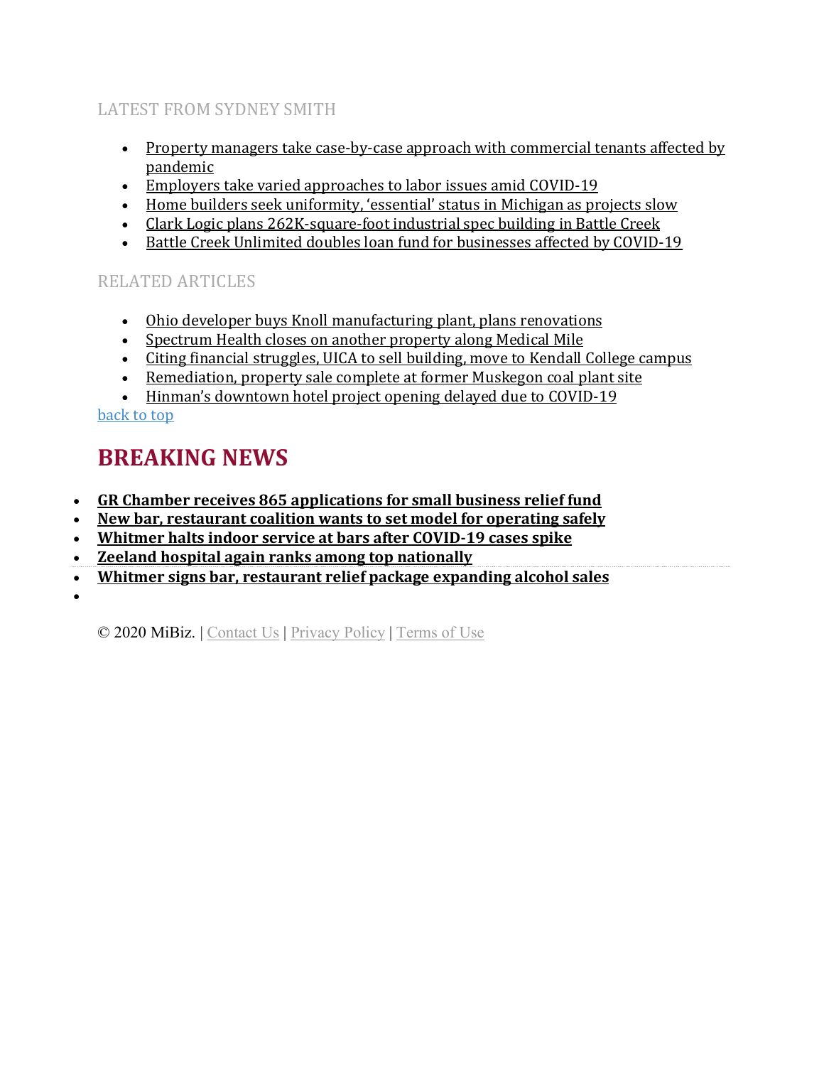LATEST FROM SYDNEY SMITH

- Property managers take case-by-case approach with commercial tenants affected by pandemic
- Employers take varied approaches to labor issues amid COVID-19
- Home builders seek uniformity, 'essential' status in Michigan as projects slow
- Clark Logic plans 262K-square-foot industrial spec building in Battle Creek
- Battle Creek Unlimited doubles loan fund for businesses affected by COVID-19

RELATED ARTICLES

- Ohio developer buys Knoll manufacturing plant, plans renovations
- Spectrum Health closes on another property along Medical Mile
- Citing financial struggles, UICA to sell building, move to Kendall College campus
- Remediation, property sale complete at former Muskegon coal plant site
- Hinman's downtown hotel project opening delayed due to COVID-19

back to top

## BREAKING NEWS

- **GR Chamber receives 865 applications for small business relief fund**
- **New bar, restaurant coalition wants to set model for operating safely**
- **Whitmer halts indoor service at bars after COVID-19 cases spike**
- **Zeeland hospital again ranks among top nationally**
- **Whitmer signs bar, restaurant relief package expanding alcohol sales**

© 2020 MiBiz. | Contact Us | Privacy Policy | Terms of Use